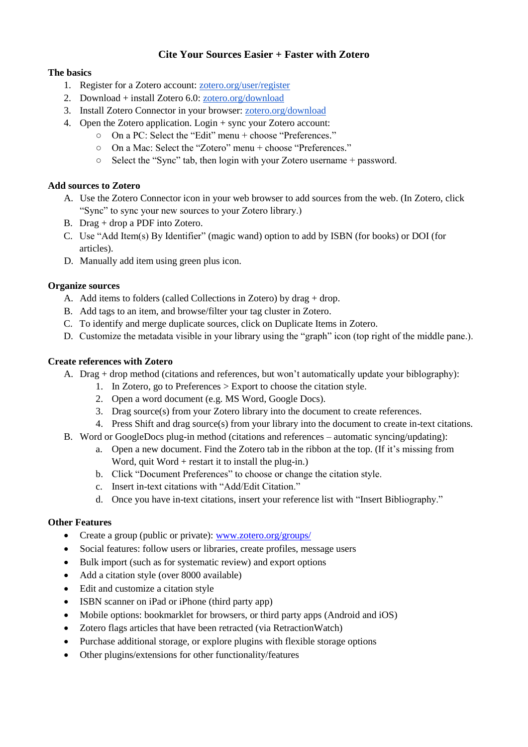# Cite Your Sources Easier + Faster with Zotero

**The basics**

1. Register for a Zotero account: [zotero.org/user/register](zotero.org/user/register)
2. Download + install Zotero 6.0: [zotero.org/download](zotero.org/download)
3. Install Zotero Connector in your browser: [zotero.org/download](zotero.org/download)
4. Open the Zotero application. Login + sync your Zotero account:
   - On a PC: Select the "Edit" menu + choose "Preferences."
   - On a Mac: Select the "Zotero" menu + choose "Preferences."
   - Select the "Sync" tab, then login with your Zotero username + password.

**Add sources to Zotero**

A. Use the Zotero Connector icon in your web browser to add sources from the web. (In Zotero, click "Sync" to sync your new sources to your Zotero library.)
B. Drag + drop a PDF into Zotero.
C. Use "Add Item(s) By Identifier" (magic wand) option to add by ISBN (for books) or DOI (for articles).
D. Manually add item using green plus icon.

**Organize sources**

A. Add items to folders (called Collections in Zotero) by drag + drop.
B. Add tags to an item, and browse/filter your tag cluster in Zotero.
C. To identify and merge duplicate sources, click on Duplicate Items in Zotero.
D. Customize the metadata visible in your library using the "graph" icon (top right of the middle pane.).

**Create references with Zotero**

A. Drag + drop method (citations and references, but won't automatically update your biblography):
   1. In Zotero, go to Preferences > Export to choose the citation style.
   2. Open a word document (e.g. MS Word, Google Docs).
   3. Drag source(s) from your Zotero library into the document to create references.
   4. Press Shift and drag source(s) from your library into the document to create in-text citations.

B. Word or GoogleDocs plug-in method (citations and references – automatic syncing/updating):
   a. Open a new document. Find the Zotero tab in the ribbon at the top. (If it's missing from Word, quit Word + restart it to install the plug-in.)
   b. Click "Document Preferences" to choose or change the citation style.
   c. Insert in-text citations with "Add/Edit Citation."
   d. Once you have in-text citations, insert your reference list with "Insert Bibliography."

**Other Features**

- Create a group (public or private): [www.zotero.org/groups/](www.zotero.org/groups/)
- Social features: follow users or libraries, create profiles, message users
- Bulk import (such as for systematic review) and export options
- Add a citation style (over 8000 available)
- Edit and customize a citation style
- ISBN scanner on iPad or iPhone (third party app)
- Mobile options: bookmarklet for browsers, or third party apps (Android and iOS)
- Zotero flags articles that have been retracted (via RetractionWatch)
- Purchase additional storage, or explore plugins with flexible storage options
- Other plugins/extensions for other functionality/features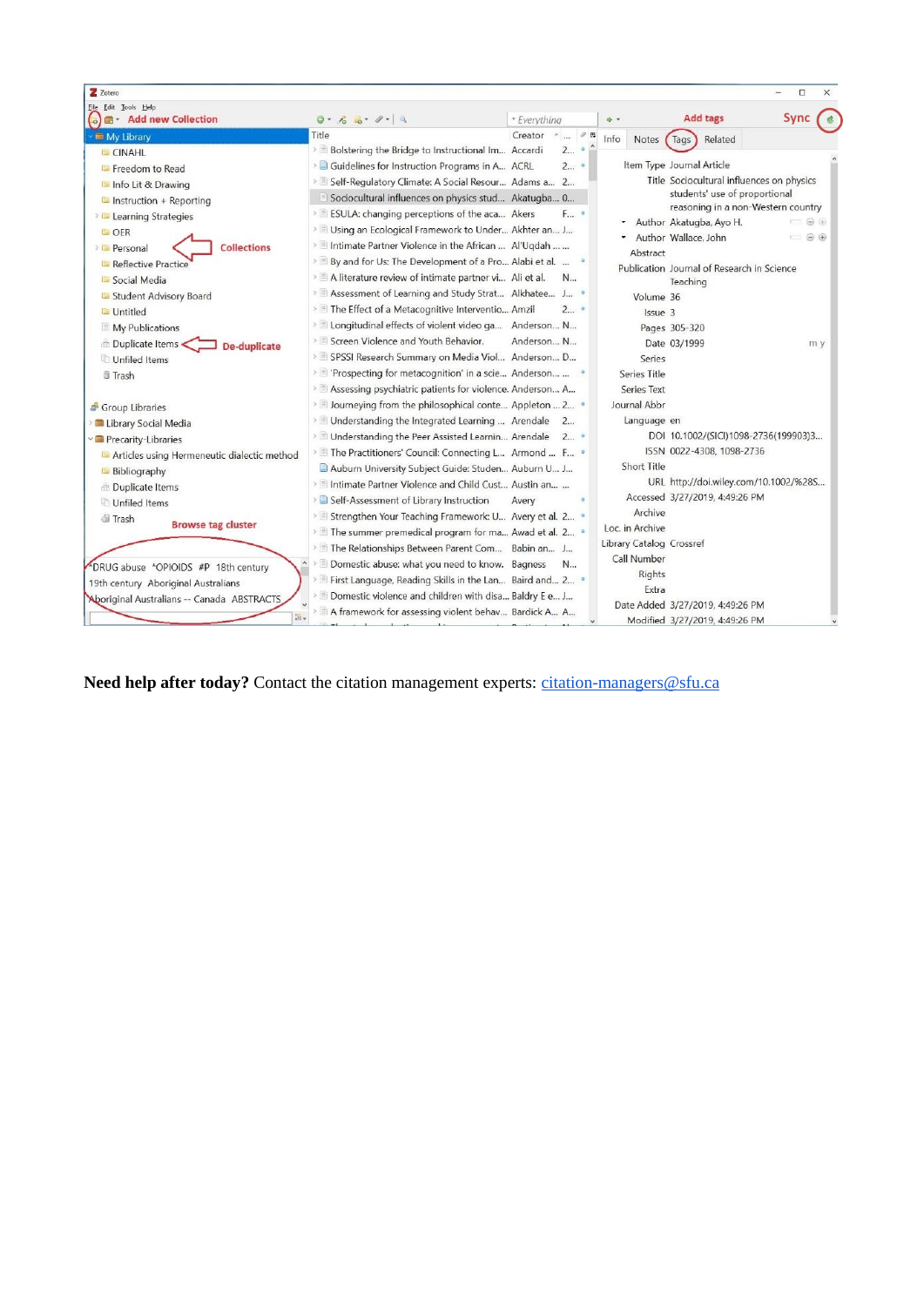**Need help after today?** Contact the citation management experts: [citation-managers@sfu.ca](mailto:citation-managers@sfu.ca)